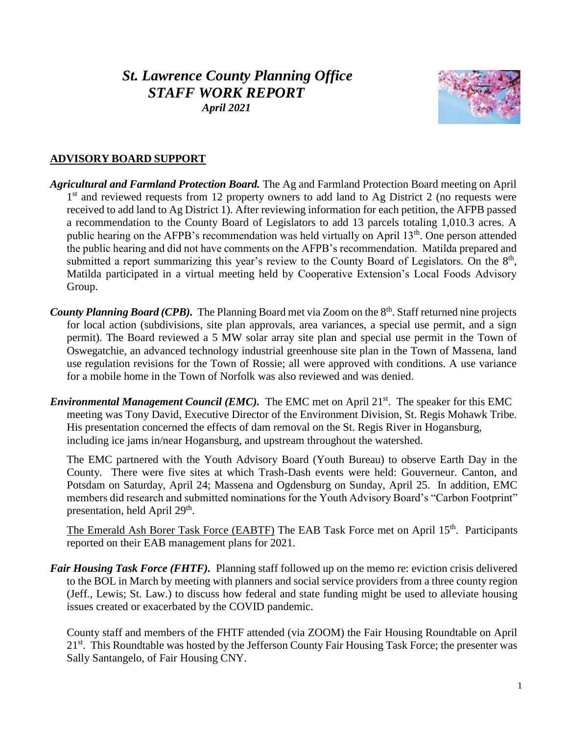# *St. Lawrence County Planning Office*
# *STAFF WORK REPORT*
### *April 2021*

## ADVISORY BOARD SUPPORT

***Agricultural and Farmland Protection Board.*** The Ag and Farmland Protection Board meeting on April 1st and reviewed requests from 12 property owners to add land to Ag District 2 (no requests were received to add land to Ag District 1). After reviewing information for each petition, the AFPB passed a recommendation to the County Board of Legislators to add 13 parcels totaling 1,010.3 acres. A public hearing on the AFPB's recommendation was held virtually on April 13th. One person attended the public hearing and did not have comments on the AFPB's recommendation. Matilda prepared and submitted a report summarizing this year's review to the County Board of Legislators. On the 8th, Matilda participated in a virtual meeting held by Cooperative Extension's Local Foods Advisory Group.

***County Planning Board (CPB).*** The Planning Board met via Zoom on the 8th. Staff returned nine projects for local action (subdivisions, site plan approvals, area variances, a special use permit, and a sign permit). The Board reviewed a 5 MW solar array site plan and special use permit in the Town of Oswegatchie, an advanced technology industrial greenhouse site plan in the Town of Massena, land use regulation revisions for the Town of Rossie; all were approved with conditions. A use variance for a mobile home in the Town of Norfolk was also reviewed and was denied.

***Environmental Management Council (EMC).*** The EMC met on April 21st. The speaker for this EMC meeting was Tony David, Executive Director of the Environment Division, St. Regis Mohawk Tribe. His presentation concerned the effects of dam removal on the St. Regis River in Hogansburg, including ice jams in/near Hogansburg, and upstream throughout the watershed.

The EMC partnered with the Youth Advisory Board (Youth Bureau) to observe Earth Day in the County. There were five sites at which Trash-Dash events were held: Gouverneur. Canton, and Potsdam on Saturday, April 24; Massena and Ogdensburg on Sunday, April 25. In addition, EMC members did research and submitted nominations for the Youth Advisory Board's "Carbon Footprint" presentation, held April 29th.

<u>The Emerald Ash Borer Task Force (EABTF)</u> The EAB Task Force met on April 15th. Participants reported on their EAB management plans for 2021.

***Fair Housing Task Force (FHTF).*** Planning staff followed up on the memo re: eviction crisis delivered to the BOL in March by meeting with planners and social service providers from a three county region (Jeff., Lewis; St. Law.) to discuss how federal and state funding might be used to alleviate housing issues created or exacerbated by the COVID pandemic.

County staff and members of the FHTF attended (via ZOOM) the Fair Housing Roundtable on April 21st. This Roundtable was hosted by the Jefferson County Fair Housing Task Force; the presenter was Sally Santangelo, of Fair Housing CNY.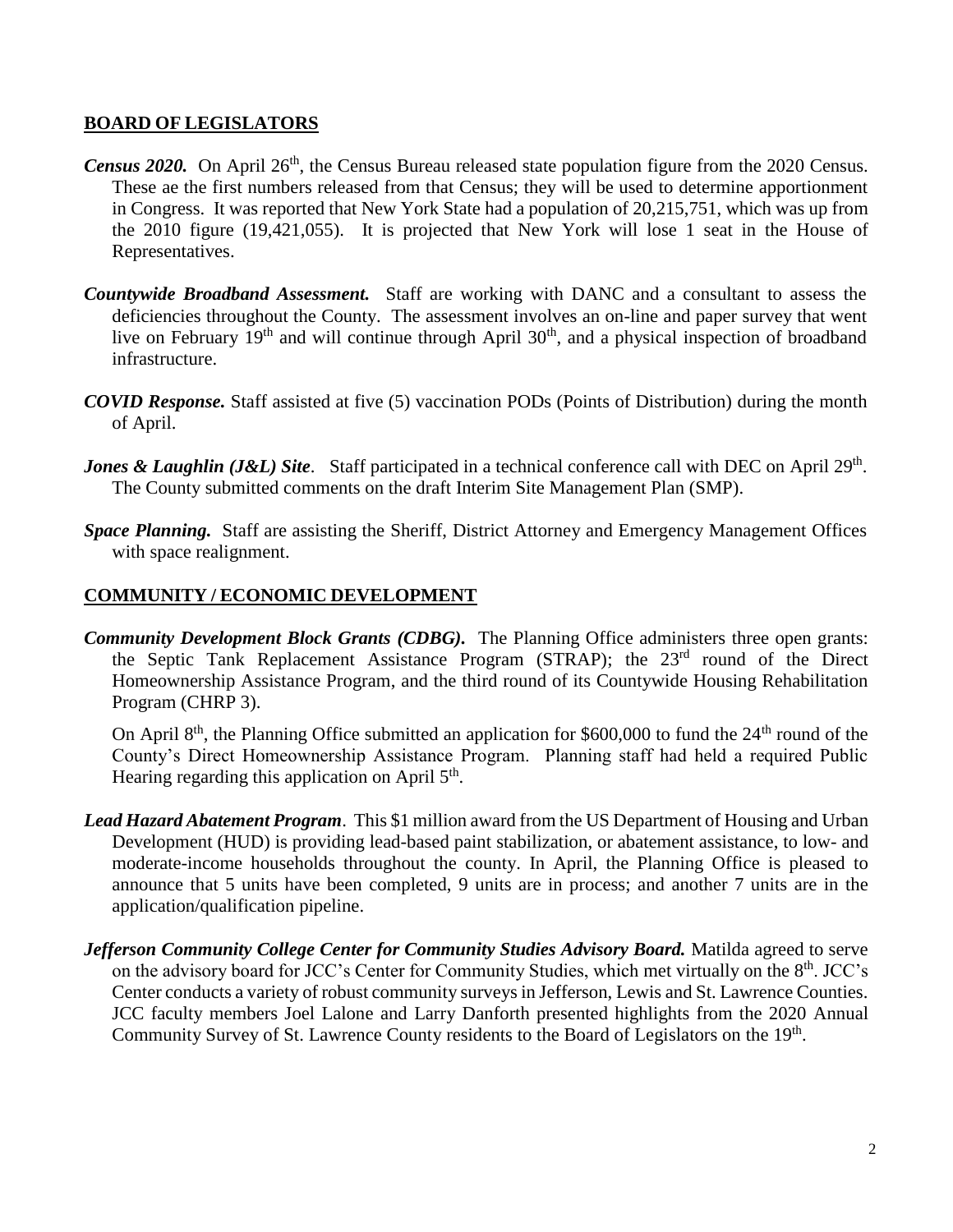## BOARD OF LEGISLATORS

***Census 2020.*** On April 26th, the Census Bureau released state population figure from the 2020 Census. These ae the first numbers released from that Census; they will be used to determine apportionment in Congress. It was reported that New York State had a population of 20,215,751, which was up from the 2010 figure (19,421,055). It is projected that New York will lose 1 seat in the House of Representatives.

***Countywide Broadband Assessment.*** Staff are working with DANC and a consultant to assess the deficiencies throughout the County. The assessment involves an on-line and paper survey that went live on February 19th and will continue through April 30th, and a physical inspection of broadband infrastructure.

***COVID Response.*** Staff assisted at five (5) vaccination PODs (Points of Distribution) during the month of April.

***Jones & Laughlin (J&L) Site***. Staff participated in a technical conference call with DEC on April 29th. The County submitted comments on the draft Interim Site Management Plan (SMP).

***Space Planning.*** Staff are assisting the Sheriff, District Attorney and Emergency Management Offices with space realignment.

## COMMUNITY / ECONOMIC DEVELOPMENT

***Community Development Block Grants (CDBG).*** The Planning Office administers three open grants: the Septic Tank Replacement Assistance Program (STRAP); the 23rd round of the Direct Homeownership Assistance Program, and the third round of its Countywide Housing Rehabilitation Program (CHRP 3).

On April 8th, the Planning Office submitted an application for $600,000 to fund the 24th round of the County's Direct Homeownership Assistance Program. Planning staff had held a required Public Hearing regarding this application on April 5th.

***Lead Hazard Abatement Program***. This $1 million award from the US Department of Housing and Urban Development (HUD) is providing lead-based paint stabilization, or abatement assistance, to low- and moderate-income households throughout the county. In April, the Planning Office is pleased to announce that 5 units have been completed, 9 units are in process; and another 7 units are in the application/qualification pipeline.

***Jefferson Community College Center for Community Studies Advisory Board.*** Matilda agreed to serve on the advisory board for JCC's Center for Community Studies, which met virtually on the 8th. JCC's Center conducts a variety of robust community surveys in Jefferson, Lewis and St. Lawrence Counties. JCC faculty members Joel Lalone and Larry Danforth presented highlights from the 2020 Annual Community Survey of St. Lawrence County residents to the Board of Legislators on the 19th.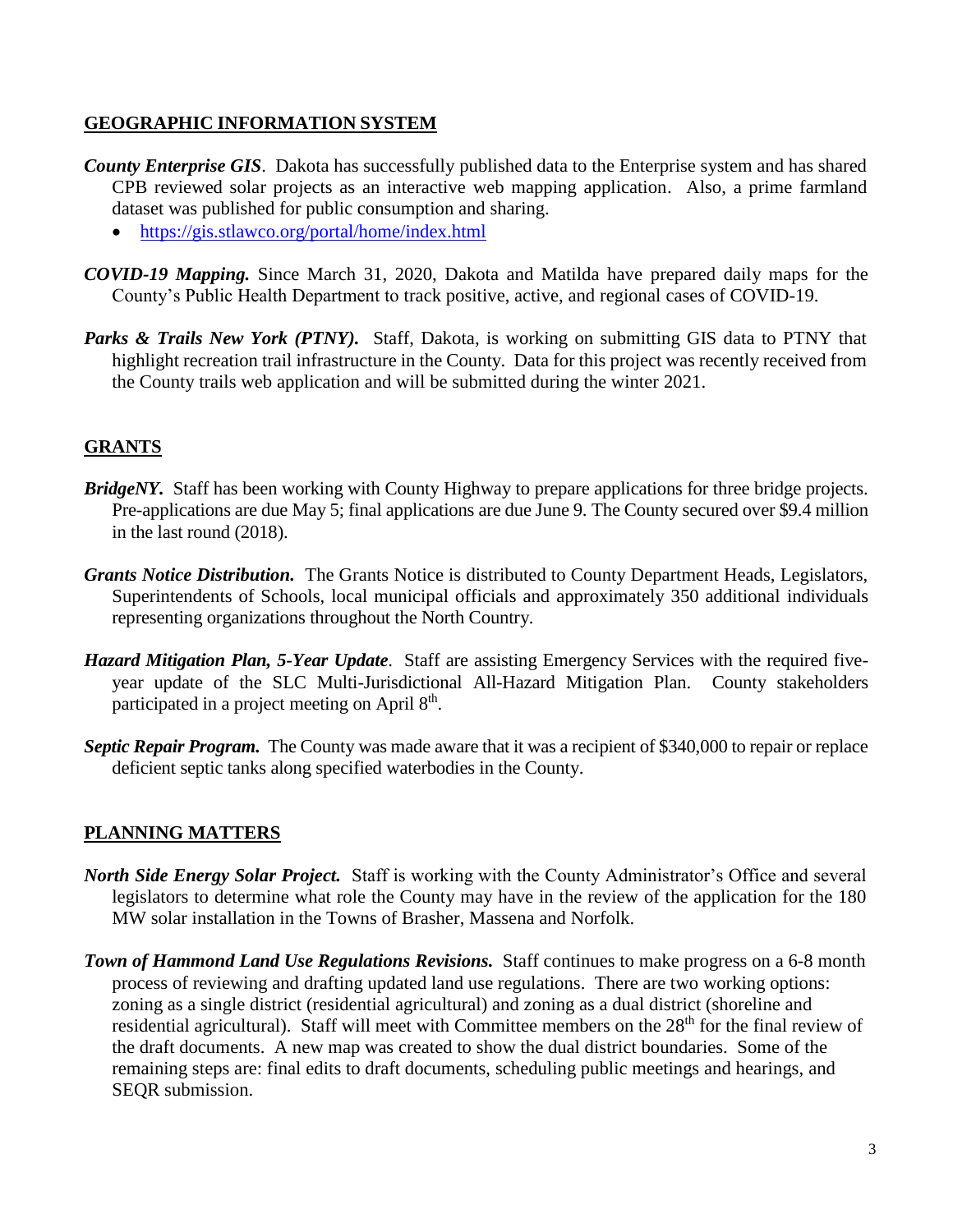## GEOGRAPHIC INFORMATION SYSTEM

***County Enterprise GIS***. Dakota has successfully published data to the Enterprise system and has shared CPB reviewed solar projects as an interactive web mapping application. Also, a prime farmland dataset was published for public consumption and sharing.

- https://gis.stlawco.org/portal/home/index.html

***COVID-19 Mapping.*** Since March 31, 2020, Dakota and Matilda have prepared daily maps for the County's Public Health Department to track positive, active, and regional cases of COVID-19.

***Parks & Trails New York (PTNY).*** Staff, Dakota, is working on submitting GIS data to PTNY that highlight recreation trail infrastructure in the County. Data for this project was recently received from the County trails web application and will be submitted during the winter 2021.

## GRANTS

***BridgeNY.*** Staff has been working with County Highway to prepare applications for three bridge projects. Pre-applications are due May 5; final applications are due June 9. The County secured over $9.4 million in the last round (2018).

***Grants Notice Distribution.*** The Grants Notice is distributed to County Department Heads, Legislators, Superintendents of Schools, local municipal officials and approximately 350 additional individuals representing organizations throughout the North Country.

***Hazard Mitigation Plan, 5-Year Update***. Staff are assisting Emergency Services with the required five-year update of the SLC Multi-Jurisdictional All-Hazard Mitigation Plan. County stakeholders participated in a project meeting on April 8th.

***Septic Repair Program.*** The County was made aware that it was a recipient of $340,000 to repair or replace deficient septic tanks along specified waterbodies in the County.

## PLANNING MATTERS

***North Side Energy Solar Project.*** Staff is working with the County Administrator's Office and several legislators to determine what role the County may have in the review of the application for the 180 MW solar installation in the Towns of Brasher, Massena and Norfolk.

***Town of Hammond Land Use Regulations Revisions.*** Staff continues to make progress on a 6-8 month process of reviewing and drafting updated land use regulations. There are two working options: zoning as a single district (residential agricultural) and zoning as a dual district (shoreline and residential agricultural). Staff will meet with Committee members on the 28th for the final review of the draft documents. A new map was created to show the dual district boundaries. Some of the remaining steps are: final edits to draft documents, scheduling public meetings and hearings, and SEQR submission.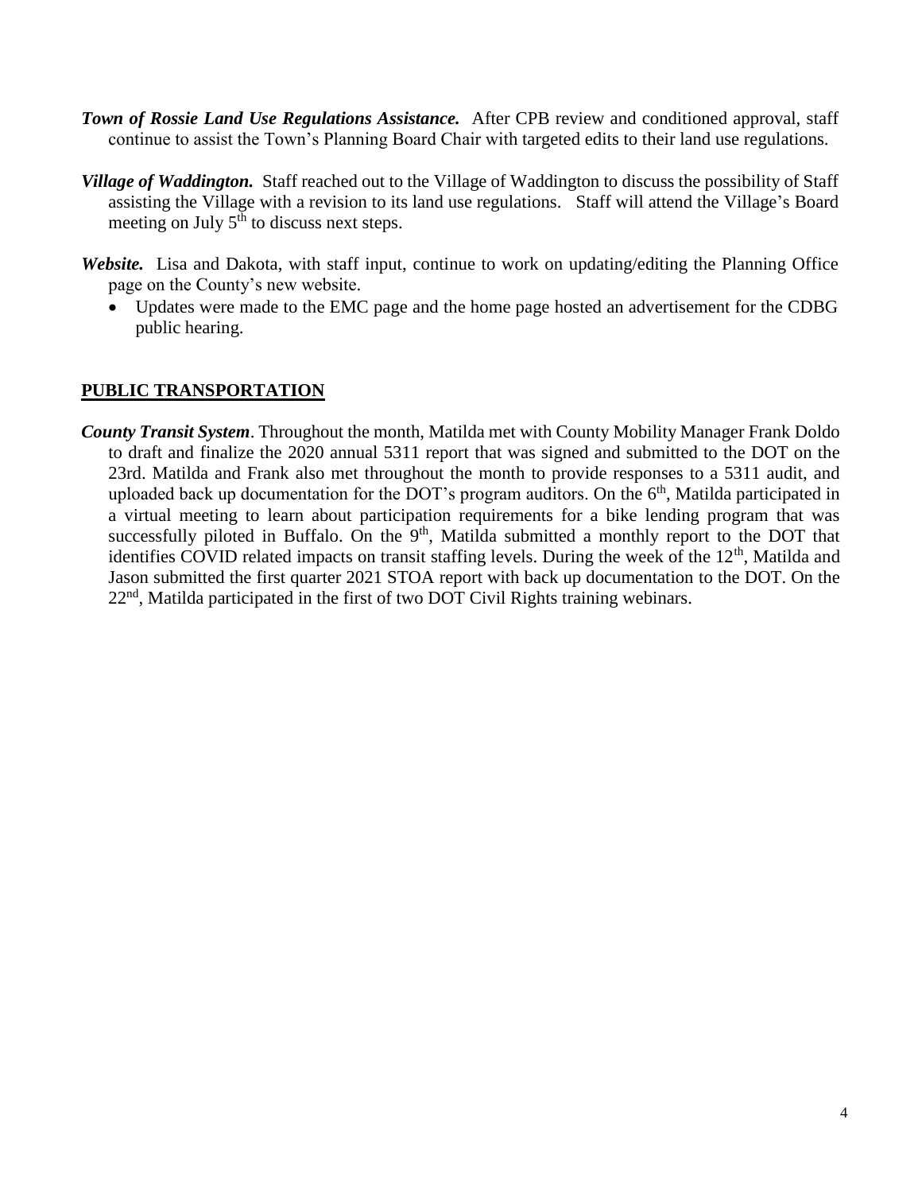***Town of Rossie Land Use Regulations Assistance.*** After CPB review and conditioned approval, staff continue to assist the Town's Planning Board Chair with targeted edits to their land use regulations.

***Village of Waddington.*** Staff reached out to the Village of Waddington to discuss the possibility of Staff assisting the Village with a revision to its land use regulations. Staff will attend the Village's Board meeting on July 5th to discuss next steps.

***Website.*** Lisa and Dakota, with staff input, continue to work on updating/editing the Planning Office page on the County's new website.

- Updates were made to the EMC page and the home page hosted an advertisement for the CDBG public hearing.

## PUBLIC TRANSPORTATION

***County Transit System***. Throughout the month, Matilda met with County Mobility Manager Frank Doldo to draft and finalize the 2020 annual 5311 report that was signed and submitted to the DOT on the 23rd. Matilda and Frank also met throughout the month to provide responses to a 5311 audit, and uploaded back up documentation for the DOT's program auditors. On the 6th, Matilda participated in a virtual meeting to learn about participation requirements for a bike lending program that was successfully piloted in Buffalo. On the 9th, Matilda submitted a monthly report to the DOT that identifies COVID related impacts on transit staffing levels. During the week of the 12th, Matilda and Jason submitted the first quarter 2021 STOA report with back up documentation to the DOT. On the 22nd, Matilda participated in the first of two DOT Civil Rights training webinars.